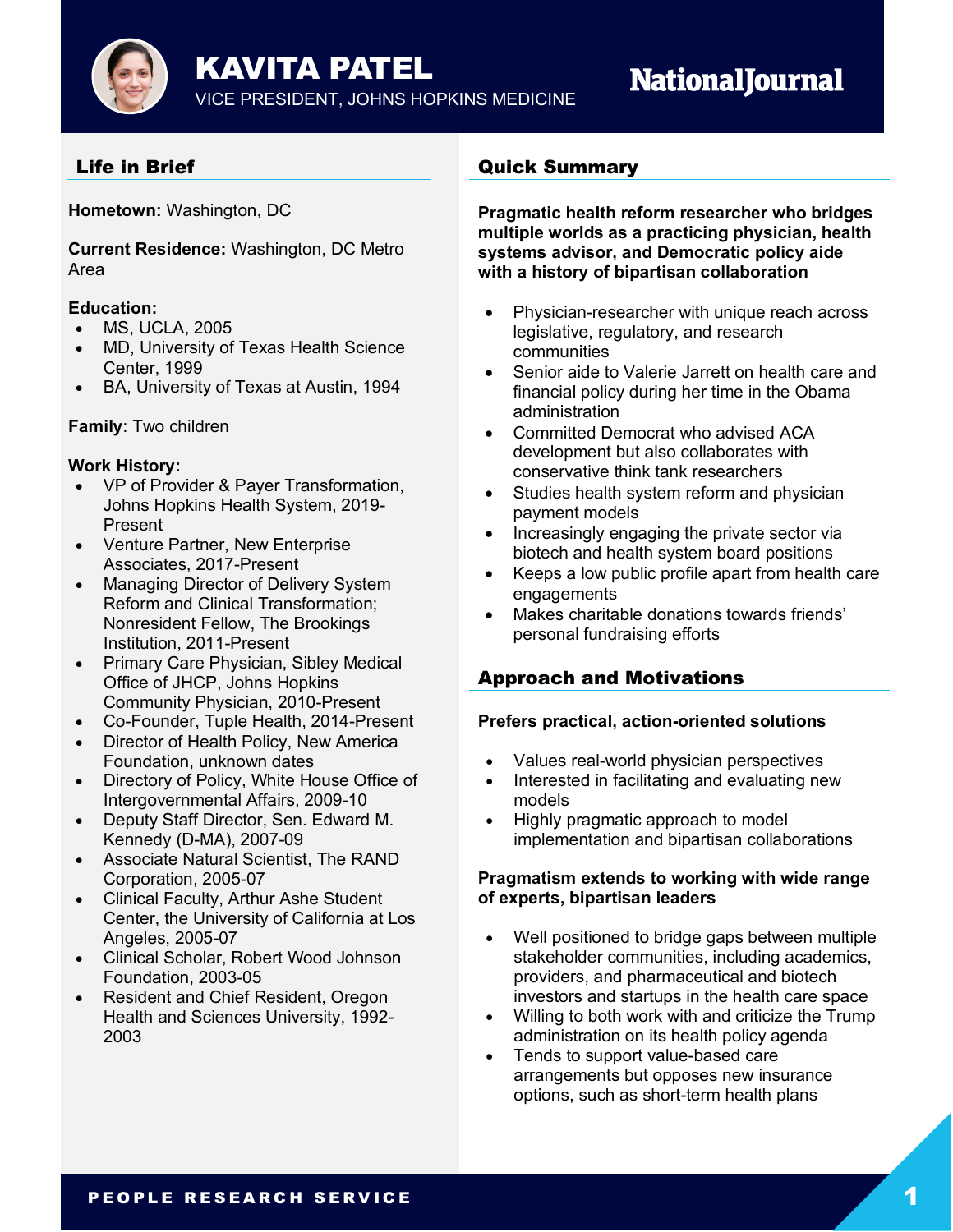# KAVITA PATEL

VICE PRESIDENT, JOHNS HOPKINS MEDICINE

National Journal

## Life in Brief

**Hometown:** Washington, DC

**Current Residence:** Washington, DC Metro Area

**Education:**

- MS, UCLA, 2005
- MD, University of Texas Health Science Center, 1999
- BA, University of Texas at Austin, 1994

**Family**: Two children

**Work History:**

- VP of Provider & Payer Transformation, Johns Hopkins Health System, 2019-Present
- Venture Partner, New Enterprise Associates, 2017-Present
- Managing Director of Delivery System Reform and Clinical Transformation; Nonresident Fellow, The Brookings Institution, 2011-Present
- Primary Care Physician, Sibley Medical Office of JHCP, Johns Hopkins Community Physician, 2010-Present
- Co-Founder, Tuple Health, 2014-Present
- Director of Health Policy, New America Foundation, unknown dates
- Directory of Policy, White House Office of Intergovernmental Affairs, 2009-10
- Deputy Staff Director, Sen. Edward M. Kennedy (D-MA), 2007-09
- Associate Natural Scientist, The RAND Corporation, 2005-07
- Clinical Faculty, Arthur Ashe Student Center, the University of California at Los Angeles, 2005-07
- Clinical Scholar, Robert Wood Johnson Foundation, 2003-05
- Resident and Chief Resident, Oregon Health and Sciences University, 1992-2003

## Quick Summary

**Pragmatic health reform researcher who bridges multiple worlds as a practicing physician, health systems advisor, and Democratic policy aide with a history of bipartisan collaboration**

- Physician-researcher with unique reach across legislative, regulatory, and research communities
- Senior aide to Valerie Jarrett on health care and financial policy during her time in the Obama administration
- Committed Democrat who advised ACA development but also collaborates with conservative think tank researchers
- Studies health system reform and physician payment models
- Increasingly engaging the private sector via biotech and health system board positions
- Keeps a low public profile apart from health care engagements
- Makes charitable donations towards friends' personal fundraising efforts

## Approach and Motivations

**Prefers practical, action-oriented solutions**

- Values real-world physician perspectives
- Interested in facilitating and evaluating new models
- Highly pragmatic approach to model implementation and bipartisan collaborations

**Pragmatism extends to working with wide range of experts, bipartisan leaders**

- Well positioned to bridge gaps between multiple stakeholder communities, including academics, providers, and pharmaceutical and biotech investors and startups in the health care space
- Willing to both work with and criticize the Trump administration on its health policy agenda
- Tends to support value-based care arrangements but opposes new insurance options, such as short-term health plans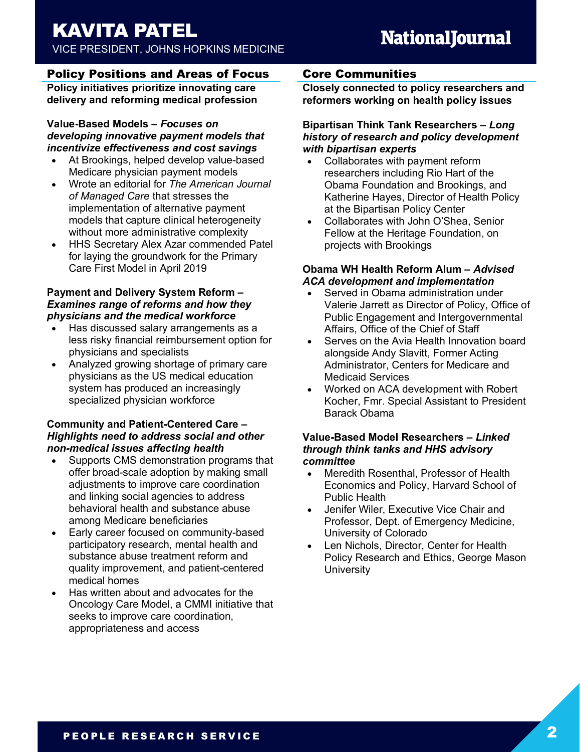# KAVITA PATEL

VICE PRESIDENT, JOHNS HOPKINS MEDICINE

## Policy Positions and Areas of Focus

**Policy initiatives prioritize innovating care delivery and reforming medical profession**

**Value-Based Models –** ***Focuses on developing innovative payment models that incentivize effectiveness and cost savings***

- At Brookings, helped develop value-based Medicare physician payment models
- Wrote an editorial for *The American Journal of Managed Care* that stresses the implementation of alternative payment models that capture clinical heterogeneity without more administrative complexity
- HHS Secretary Alex Azar commended Patel for laying the groundwork for the Primary Care First Model in April 2019

**Payment and Delivery System Reform –** ***Examines range of reforms and how they physicians and the medical workforce***

- Has discussed salary arrangements as a less risky financial reimbursement option for physicians and specialists
- Analyzed growing shortage of primary care physicians as the US medical education system has produced an increasingly specialized physician workforce

**Community and Patient-Centered Care –** ***Highlights need to address social and other non-medical issues affecting health***

- Supports CMS demonstration programs that offer broad-scale adoption by making small adjustments to improve care coordination and linking social agencies to address behavioral health and substance abuse among Medicare beneficiaries
- Early career focused on community-based participatory research, mental health and substance abuse treatment reform and quality improvement, and patient-centered medical homes
- Has written about and advocates for the Oncology Care Model, a CMMI initiative that seeks to improve care coordination, appropriateness and access

## Core Communities

**Closely connected to policy researchers and reformers working on health policy issues**

**Bipartisan Think Tank Researchers –** ***Long history of research and policy development with bipartisan experts***

- Collaborates with payment reform researchers including Rio Hart of the Obama Foundation and Brookings, and Katherine Hayes, Director of Health Policy at the Bipartisan Policy Center
- Collaborates with John O'Shea, Senior Fellow at the Heritage Foundation, on projects with Brookings

**Obama WH Health Reform Alum –** ***Advised ACA development and implementation***

- Served in Obama administration under Valerie Jarrett as Director of Policy, Office of Public Engagement and Intergovernmental Affairs, Office of the Chief of Staff
- Serves on the Avia Health Innovation board alongside Andy Slavitt, Former Acting Administrator, Centers for Medicare and Medicaid Services
- Worked on ACA development with Robert Kocher, Fmr. Special Assistant to President Barack Obama

**Value-Based Model Researchers –** ***Linked through think tanks and HHS advisory committee***

- Meredith Rosenthal, Professor of Health Economics and Policy, Harvard School of Public Health
- Jenifer Wiler, Executive Vice Chair and Professor, Dept. of Emergency Medicine, University of Colorado
- Len Nichols, Director, Center for Health Policy Research and Ethics, George Mason University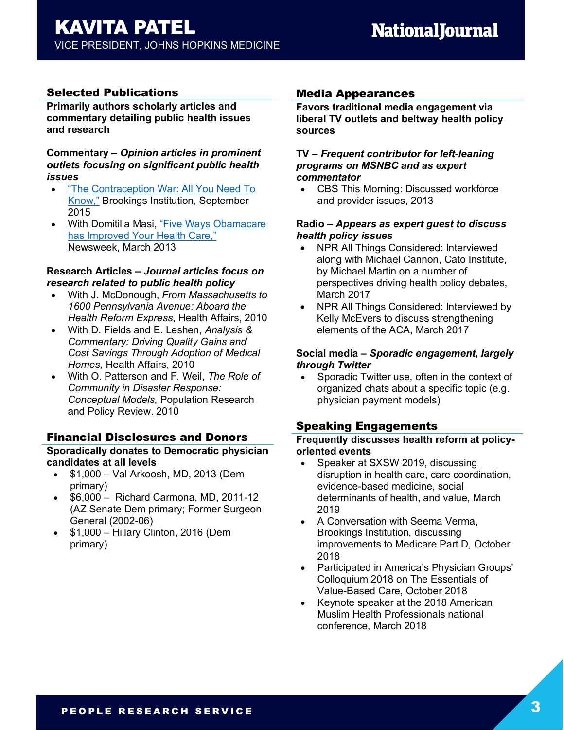# KAVITA PATEL

VICE PRESIDENT, JOHNS HOPKINS MEDICINE

## Selected Publications

**Primarily authors scholarly articles and commentary detailing public health issues and research**

**Commentary – *Opinion articles in prominent outlets focusing on significant public health issues***

- "The Contraception War: All You Need To Know," Brookings Institution, September 2015
- With Domitilla Masi, "Five Ways Obamacare has Improved Your Health Care," Newsweek, March 2013

**Research Articles – *Journal articles focus on research related to public health policy***

- With J. McDonough, *From Massachusetts to 1600 Pennsylvania Avenue: Aboard the Health Reform Express*, Health Affairs, 2010
- With D. Fields and E. Leshen, *Analysis & Commentary: Driving Quality Gains and Cost Savings Through Adoption of Medical Homes,* Health Affairs, 2010
- With O. Patterson and F. Weil, *The Role of Community in Disaster Response: Conceptual Models,* Population Research and Policy Review. 2010

## Financial Disclosures and Donors

**Sporadically donates to Democratic physician candidates at all levels**

- $1,000 – Val Arkoosh, MD, 2013 (Dem primary)
- $6,000 – Richard Carmona, MD, 2011-12 (AZ Senate Dem primary; Former Surgeon General (2002-06)
- $1,000 – Hillary Clinton, 2016 (Dem primary)

## Media Appearances

**Favors traditional media engagement via liberal TV outlets and beltway health policy sources**

**TV – *Frequent contributor for left-leaning programs on MSNBC and as expert commentator***

- CBS This Morning: Discussed workforce and provider issues, 2013

**Radio – *Appears as expert guest to discuss health policy issues***

- NPR All Things Considered: Interviewed along with Michael Cannon, Cato Institute, by Michael Martin on a number of perspectives driving health policy debates, March 2017
- NPR All Things Considered: Interviewed by Kelly McEvers to discuss strengthening elements of the ACA, March 2017

**Social media – *Sporadic engagement, largely through Twitter***

- Sporadic Twitter use, often in the context of organized chats about a specific topic (e.g. physician payment models)

## Speaking Engagements

**Frequently discusses health reform at policy-oriented events**

- Speaker at SXSW 2019, discussing disruption in health care, care coordination, evidence-based medicine, social determinants of health, and value, March 2019
- A Conversation with Seema Verma, Brookings Institution, discussing improvements to Medicare Part D, October 2018
- Participated in America's Physician Groups' Colloquium 2018 on The Essentials of Value-Based Care, October 2018
- Keynote speaker at the 2018 American Muslim Health Professionals national conference, March 2018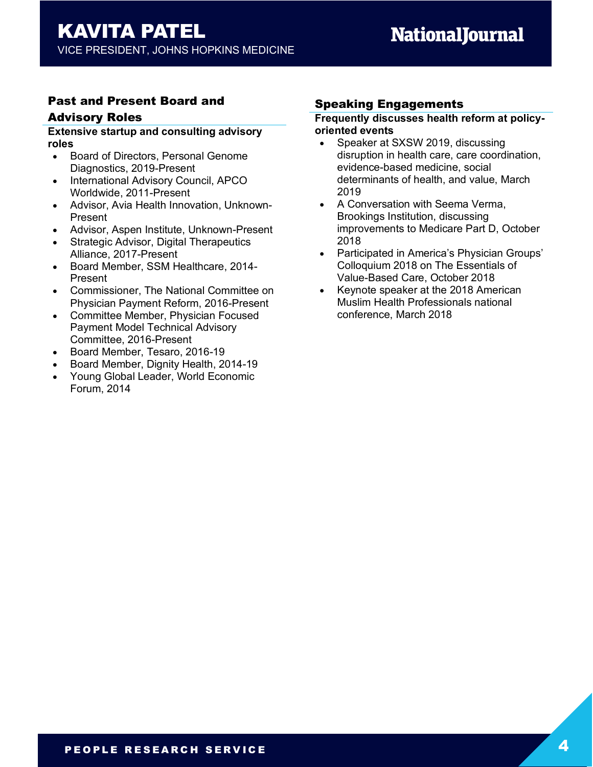# KAVITA PATEL

VICE PRESIDENT, JOHNS HOPKINS MEDICINE

## Past and Present Board and Advisory Roles

**Extensive startup and consulting advisory roles**

- Board of Directors, Personal Genome Diagnostics, 2019-Present
- International Advisory Council, APCO Worldwide, 2011-Present
- Advisor, Avia Health Innovation, Unknown-Present
- Advisor, Aspen Institute, Unknown-Present
- Strategic Advisor, Digital Therapeutics Alliance, 2017-Present
- Board Member, SSM Healthcare, 2014-Present
- Commissioner, The National Committee on Physician Payment Reform, 2016-Present
- Committee Member, Physician Focused Payment Model Technical Advisory Committee, 2016-Present
- Board Member, Tesaro, 2016-19
- Board Member, Dignity Health, 2014-19
- Young Global Leader, World Economic Forum, 2014

## Speaking Engagements

**Frequently discusses health reform at policy-oriented events**

- Speaker at SXSW 2019, discussing disruption in health care, care coordination, evidence-based medicine, social determinants of health, and value, March 2019
- A Conversation with Seema Verma, Brookings Institution, discussing improvements to Medicare Part D, October 2018
- Participated in America's Physician Groups' Colloquium 2018 on The Essentials of Value-Based Care, October 2018
- Keynote speaker at the 2018 American Muslim Health Professionals national conference, March 2018